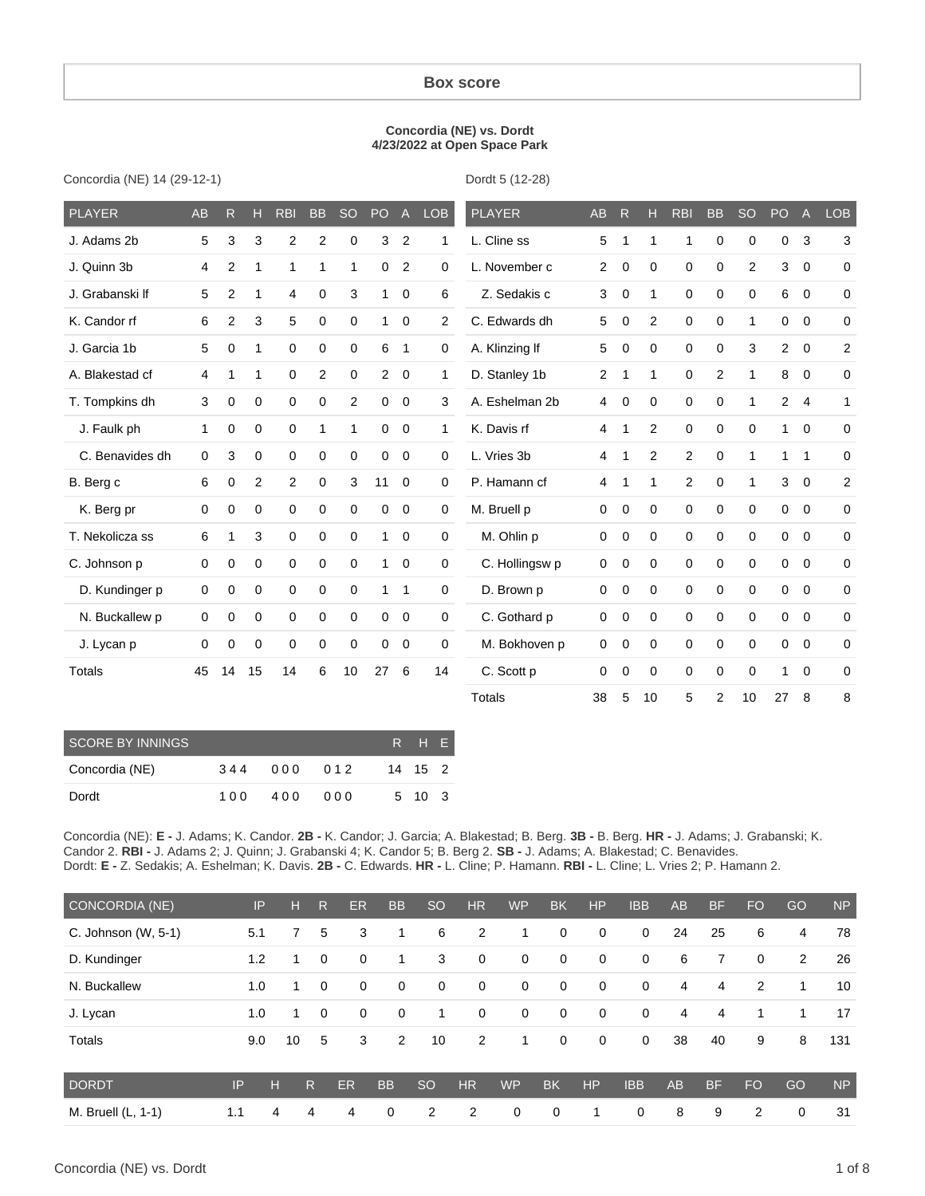# Box score

**Concordia (NE) vs. Dordt**
**4/23/2022 at Open Space Park**

Concordia (NE) 14 (29-12-1)

| PLAYER | AB | R | H | RBI | BB | SO | PO | A | LOB |
|---|---|---|---|---|---|---|---|---|---|
| J. Adams 2b | 5 | 3 | 3 | 2 | 2 | 0 | 3 | 2 | 1 |
| J. Quinn 3b | 4 | 2 | 1 | 1 | 1 | 1 | 0 | 2 | 0 |
| J. Grabanski lf | 5 | 2 | 1 | 4 | 0 | 3 | 1 | 0 | 6 |
| K. Candor rf | 6 | 2 | 3 | 5 | 0 | 0 | 1 | 0 | 2 |
| J. Garcia 1b | 5 | 0 | 1 | 0 | 0 | 0 | 6 | 1 | 0 |
| A. Blakestad cf | 4 | 1 | 1 | 0 | 2 | 0 | 2 | 0 | 1 |
| T. Tompkins dh | 3 | 0 | 0 | 0 | 0 | 2 | 0 | 0 | 3 |
| J. Faulk ph | 1 | 0 | 0 | 0 | 1 | 1 | 0 | 0 | 1 |
| C. Benavides dh | 0 | 3 | 0 | 0 | 0 | 0 | 0 | 0 | 0 |
| B. Berg c | 6 | 0 | 2 | 2 | 0 | 3 | 11 | 0 | 0 |
| K. Berg pr | 0 | 0 | 0 | 0 | 0 | 0 | 0 | 0 | 0 |
| T. Nekolicza ss | 6 | 1 | 3 | 0 | 0 | 0 | 1 | 0 | 0 |
| C. Johnson p | 0 | 0 | 0 | 0 | 0 | 0 | 1 | 0 | 0 |
| D. Kundinger p | 0 | 0 | 0 | 0 | 0 | 0 | 1 | 1 | 0 |
| N. Buckallew p | 0 | 0 | 0 | 0 | 0 | 0 | 0 | 0 | 0 |
| J. Lycan p | 0 | 0 | 0 | 0 | 0 | 0 | 0 | 0 | 0 |
| Totals | 45 | 14 | 15 | 14 | 6 | 10 | 27 | 6 | 14 |

Dordt 5 (12-28)

| PLAYER | AB | R | H | RBI | BB | SO | PO | A | LOB |
|---|---|---|---|---|---|---|---|---|---|
| L. Cline ss | 5 | 1 | 1 | 1 | 0 | 0 | 0 | 3 | 3 |
| L. November c | 2 | 0 | 0 | 0 | 0 | 2 | 3 | 0 | 0 |
| Z. Sedakis c | 3 | 0 | 1 | 0 | 0 | 0 | 6 | 0 | 0 |
| C. Edwards dh | 5 | 0 | 2 | 0 | 0 | 1 | 0 | 0 | 0 |
| A. Klinzing lf | 5 | 0 | 0 | 0 | 0 | 3 | 2 | 0 | 2 |
| D. Stanley 1b | 2 | 1 | 1 | 0 | 2 | 1 | 8 | 0 | 0 |
| A. Eshelman 2b | 4 | 0 | 0 | 0 | 0 | 1 | 2 | 4 | 1 |
| K. Davis rf | 4 | 1 | 2 | 0 | 0 | 0 | 1 | 0 | 0 |
| L. Vries 3b | 4 | 1 | 2 | 2 | 0 | 1 | 1 | 1 | 0 |
| P. Hamann cf | 4 | 1 | 1 | 2 | 0 | 1 | 3 | 0 | 2 |
| M. Bruell p | 0 | 0 | 0 | 0 | 0 | 0 | 0 | 0 | 0 |
| M. Ohlin p | 0 | 0 | 0 | 0 | 0 | 0 | 0 | 0 | 0 |
| C. Hollingsw p | 0 | 0 | 0 | 0 | 0 | 0 | 0 | 0 | 0 |
| D. Brown p | 0 | 0 | 0 | 0 | 0 | 0 | 0 | 0 | 0 |
| C. Gothard p | 0 | 0 | 0 | 0 | 0 | 0 | 0 | 0 | 0 |
| M. Bokhoven p | 0 | 0 | 0 | 0 | 0 | 0 | 0 | 0 | 0 |
| C. Scott p | 0 | 0 | 0 | 0 | 0 | 0 | 1 | 0 | 0 |
| Totals | 38 | 5 | 10 | 5 | 2 | 10 | 27 | 8 | 8 |

| SCORE BY INNINGS | | | | R | H | E |
|---|---|---|---|---|---|---|
| Concordia (NE) | 3 4 4 | 0 0 0 | 0 1 2 | 14 | 15 | 2 |
| Dordt | 1 0 0 | 4 0 0 | 0 0 0 | 5 | 10 | 3 |

Concordia (NE): **E -** J. Adams; K. Candor. **2B -** K. Candor; J. Garcia; A. Blakestad; B. Berg. **3B -** B. Berg. **HR -** J. Adams; J. Grabanski; K. Candor 2. **RBI -** J. Adams 2; J. Quinn; J. Grabanski 4; K. Candor 5; B. Berg 2. **SB -** J. Adams; A. Blakestad; C. Benavides.
Dordt: **E -** Z. Sedakis; A. Eshelman; K. Davis. **2B -** C. Edwards. **HR -** L. Cline; P. Hamann. **RBI -** L. Cline; L. Vries 2; P. Hamann 2.

| CONCORDIA (NE) | IP | H | R | ER | BB | SO | HR | WP | BK | HP | IBB | AB | BF | FO | GO | NP |
|---|---|---|---|---|---|---|---|---|---|---|---|---|---|---|---|---|
| C. Johnson (W, 5-1) | 5.1 | 7 | 5 | 3 | 1 | 6 | 2 | 1 | 0 | 0 | 0 | 24 | 25 | 6 | 4 | 78 |
| D. Kundinger | 1.2 | 1 | 0 | 0 | 1 | 3 | 0 | 0 | 0 | 0 | 0 | 6 | 7 | 0 | 2 | 26 |
| N. Buckallew | 1.0 | 1 | 0 | 0 | 0 | 0 | 0 | 0 | 0 | 0 | 0 | 4 | 4 | 2 | 1 | 10 |
| J. Lycan | 1.0 | 1 | 0 | 0 | 0 | 1 | 0 | 0 | 0 | 0 | 0 | 4 | 4 | 1 | 1 | 17 |
| Totals | 9.0 | 10 | 5 | 3 | 2 | 10 | 2 | 1 | 0 | 0 | 0 | 38 | 40 | 9 | 8 | 131 |

| DORDT | IP | H | R | ER | BB | SO | HR | WP | BK | HP | IBB | AB | BF | FO | GO | NP |
|---|---|---|---|---|---|---|---|---|---|---|---|---|---|---|---|---|
| M. Bruell (L, 1-1) | 1.1 | 4 | 4 | 4 | 0 | 2 | 2 | 0 | 0 | 1 | 0 | 8 | 9 | 2 | 0 | 31 |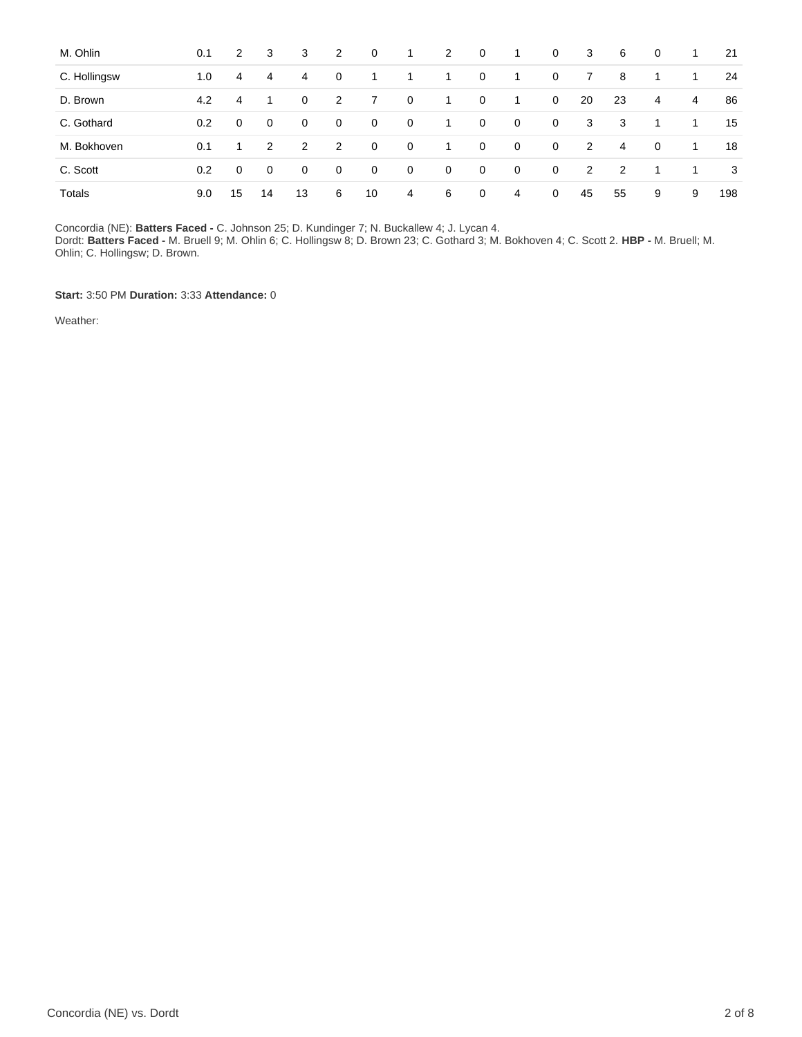| | | | | | | | | | | | | | | | | |
|---|---|---|---|---|---|---|---|---|---|---|---|---|---|---|---|---|
| M. Ohlin | 0.1 | 2 | 3 | 3 | 2 | 0 | 1 | 2 | 0 | 1 | 0 | 3 | 6 | 0 | 1 | 21 |
| C. Hollingsw | 1.0 | 4 | 4 | 4 | 0 | 1 | 1 | 1 | 0 | 1 | 0 | 7 | 8 | 1 | 1 | 24 |
| D. Brown | 4.2 | 4 | 1 | 0 | 2 | 7 | 0 | 1 | 0 | 1 | 0 | 20 | 23 | 4 | 4 | 86 |
| C. Gothard | 0.2 | 0 | 0 | 0 | 0 | 0 | 0 | 1 | 0 | 0 | 0 | 3 | 3 | 1 | 1 | 15 |
| M. Bokhoven | 0.1 | 1 | 2 | 2 | 2 | 0 | 0 | 1 | 0 | 0 | 0 | 2 | 4 | 0 | 1 | 18 |
| C. Scott | 0.2 | 0 | 0 | 0 | 0 | 0 | 0 | 0 | 0 | 0 | 0 | 2 | 2 | 1 | 1 | 3 |
| Totals | 9.0 | 15 | 14 | 13 | 6 | 10 | 4 | 6 | 0 | 4 | 0 | 45 | 55 | 9 | 9 | 198 |

Concordia (NE): **Batters Faced -** C. Johnson 25; D. Kundinger 7; N. Buckallew 4; J. Lycan 4.
Dordt: **Batters Faced -** M. Bruell 9; M. Ohlin 6; C. Hollingsw 8; D. Brown 23; C. Gothard 3; M. Bokhoven 4; C. Scott 2. **HBP -** M. Bruell; M. Ohlin; C. Hollingsw; D. Brown.

**Start:** 3:50 PM **Duration:** 3:33 **Attendance:** 0

Weather: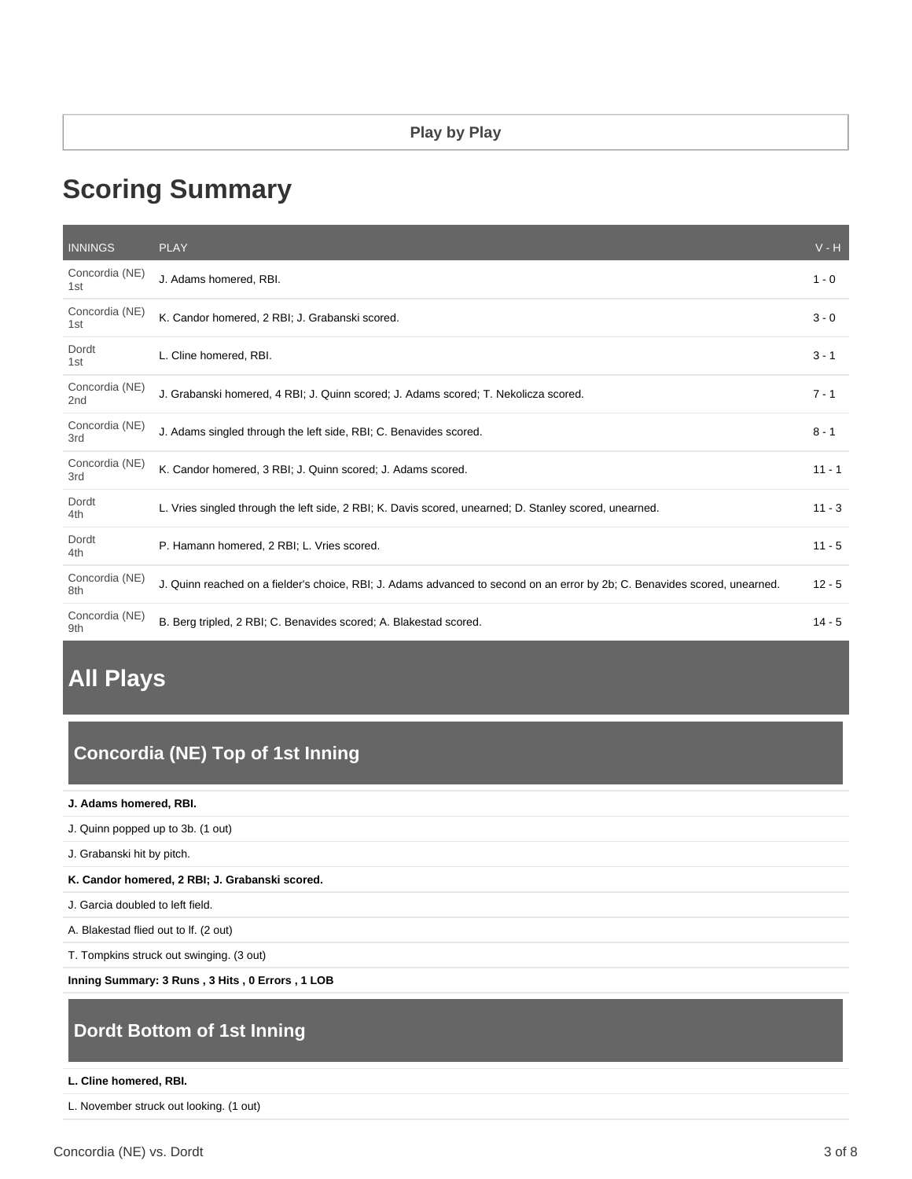**Play by Play**

# Scoring Summary

| INNINGS | PLAY | V - H |
|---|---|---|
| Concordia (NE) 1st | J. Adams homered, RBI. | 1 - 0 |
| Concordia (NE) 1st | K. Candor homered, 2 RBI; J. Grabanski scored. | 3 - 0 |
| Dordt 1st | L. Cline homered, RBI. | 3 - 1 |
| Concordia (NE) 2nd | J. Grabanski homered, 4 RBI; J. Quinn scored; J. Adams scored; T. Nekolicza scored. | 7 - 1 |
| Concordia (NE) 3rd | J. Adams singled through the left side, RBI; C. Benavides scored. | 8 - 1 |
| Concordia (NE) 3rd | K. Candor homered, 3 RBI; J. Quinn scored; J. Adams scored. | 11 - 1 |
| Dordt 4th | L. Vries singled through the left side, 2 RBI; K. Davis scored, unearned; D. Stanley scored, unearned. | 11 - 3 |
| Dordt 4th | P. Hamann homered, 2 RBI; L. Vries scored. | 11 - 5 |
| Concordia (NE) 8th | J. Quinn reached on a fielder's choice, RBI; J. Adams advanced to second on an error by 2b; C. Benavides scored, unearned. | 12 - 5 |
| Concordia (NE) 9th | B. Berg tripled, 2 RBI; C. Benavides scored; A. Blakestad scored. | 14 - 5 |

# All Plays

## Concordia (NE) Top of 1st Inning

**J. Adams homered, RBI.**

J. Quinn popped up to 3b. (1 out)

J. Grabanski hit by pitch.

**K. Candor homered, 2 RBI; J. Grabanski scored.**

J. Garcia doubled to left field.

A. Blakestad flied out to lf. (2 out)

T. Tompkins struck out swinging. (3 out)

**Inning Summary: 3 Runs , 3 Hits , 0 Errors , 1 LOB**

## Dordt Bottom of 1st Inning

**L. Cline homered, RBI.**

L. November struck out looking. (1 out)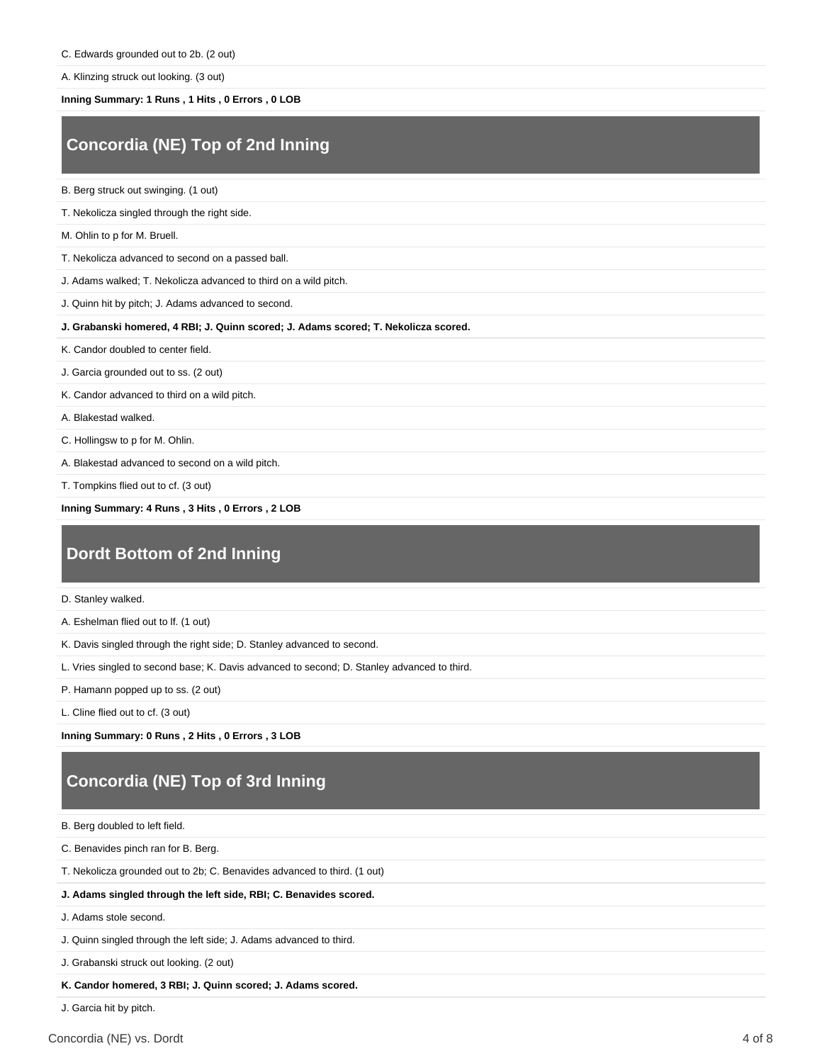C. Edwards grounded out to 2b. (2 out)

A. Klinzing struck out looking. (3 out)

**Inning Summary: 1 Runs , 1 Hits , 0 Errors , 0 LOB**

## Concordia (NE) Top of 2nd Inning

B. Berg struck out swinging. (1 out)

T. Nekolicza singled through the right side.

M. Ohlin to p for M. Bruell.

T. Nekolicza advanced to second on a passed ball.

J. Adams walked; T. Nekolicza advanced to third on a wild pitch.

J. Quinn hit by pitch; J. Adams advanced to second.

**J. Grabanski homered, 4 RBI; J. Quinn scored; J. Adams scored; T. Nekolicza scored.**

K. Candor doubled to center field.

J. Garcia grounded out to ss. (2 out)

K. Candor advanced to third on a wild pitch.

A. Blakestad walked.

C. Hollingsw to p for M. Ohlin.

A. Blakestad advanced to second on a wild pitch.

T. Tompkins flied out to cf. (3 out)

**Inning Summary: 4 Runs , 3 Hits , 0 Errors , 2 LOB**

## Dordt Bottom of 2nd Inning

D. Stanley walked.

A. Eshelman flied out to lf. (1 out)

K. Davis singled through the right side; D. Stanley advanced to second.

L. Vries singled to second base; K. Davis advanced to second; D. Stanley advanced to third.

P. Hamann popped up to ss. (2 out)

L. Cline flied out to cf. (3 out)

**Inning Summary: 0 Runs , 2 Hits , 0 Errors , 3 LOB**

## Concordia (NE) Top of 3rd Inning

B. Berg doubled to left field.

C. Benavides pinch ran for B. Berg.

T. Nekolicza grounded out to 2b; C. Benavides advanced to third. (1 out)

**J. Adams singled through the left side, RBI; C. Benavides scored.**

J. Adams stole second.

J. Quinn singled through the left side; J. Adams advanced to third.

J. Grabanski struck out looking. (2 out)

**K. Candor homered, 3 RBI; J. Quinn scored; J. Adams scored.**

J. Garcia hit by pitch.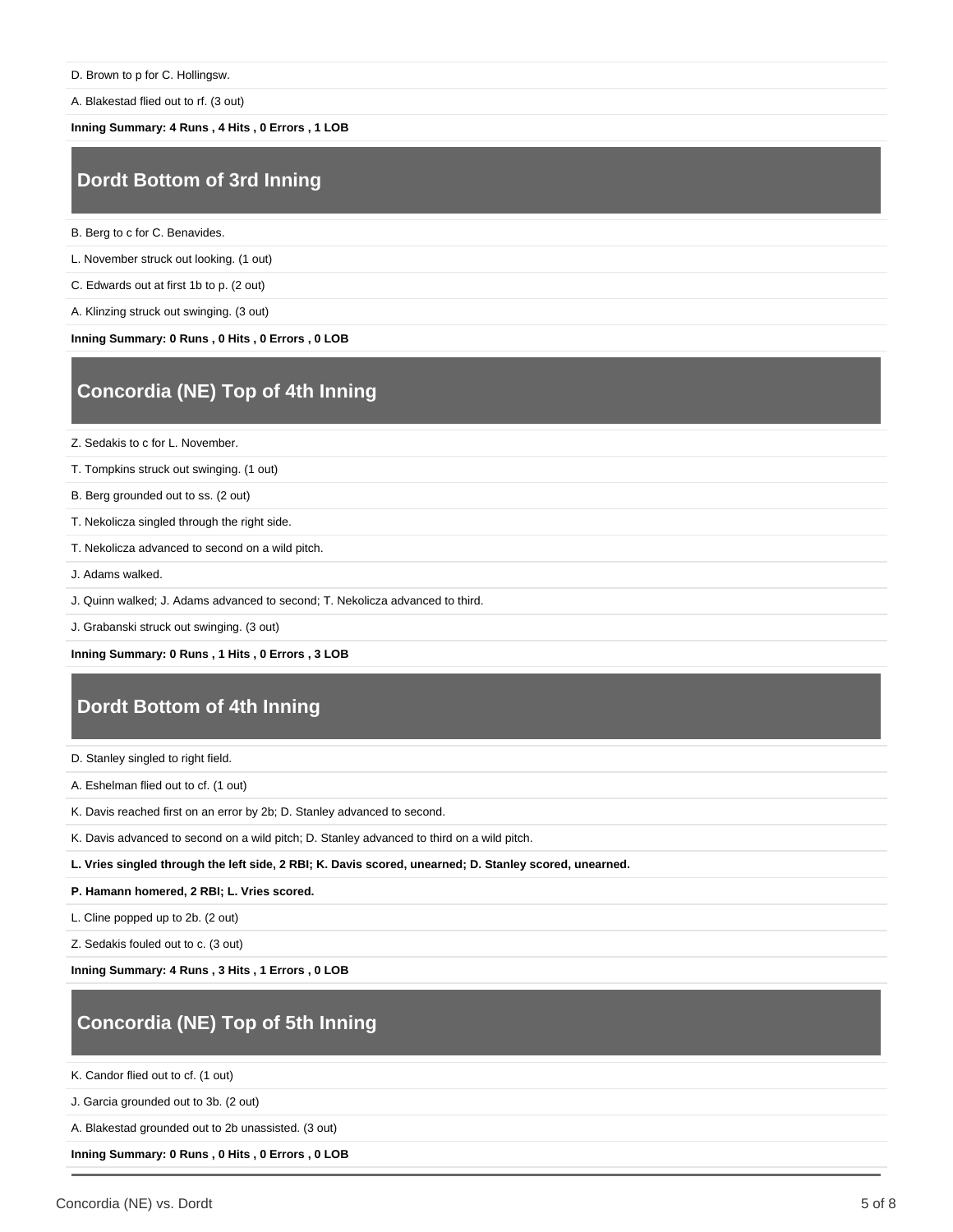D. Brown to p for C. Hollingsw.

A. Blakestad flied out to rf. (3 out)

**Inning Summary: 4 Runs , 4 Hits , 0 Errors , 1 LOB**

## Dordt Bottom of 3rd Inning

B. Berg to c for C. Benavides.

L. November struck out looking. (1 out)

C. Edwards out at first 1b to p. (2 out)

A. Klinzing struck out swinging. (3 out)

**Inning Summary: 0 Runs , 0 Hits , 0 Errors , 0 LOB**

## Concordia (NE) Top of 4th Inning

Z. Sedakis to c for L. November.

T. Tompkins struck out swinging. (1 out)

B. Berg grounded out to ss. (2 out)

T. Nekolicza singled through the right side.

T. Nekolicza advanced to second on a wild pitch.

J. Adams walked.

J. Quinn walked; J. Adams advanced to second; T. Nekolicza advanced to third.

J. Grabanski struck out swinging. (3 out)

**Inning Summary: 0 Runs , 1 Hits , 0 Errors , 3 LOB**

## Dordt Bottom of 4th Inning

D. Stanley singled to right field.

A. Eshelman flied out to cf. (1 out)

K. Davis reached first on an error by 2b; D. Stanley advanced to second.

K. Davis advanced to second on a wild pitch; D. Stanley advanced to third on a wild pitch.

**L. Vries singled through the left side, 2 RBI; K. Davis scored, unearned; D. Stanley scored, unearned.**

**P. Hamann homered, 2 RBI; L. Vries scored.**

L. Cline popped up to 2b. (2 out)

Z. Sedakis fouled out to c. (3 out)

**Inning Summary: 4 Runs , 3 Hits , 1 Errors , 0 LOB**

## Concordia (NE) Top of 5th Inning

K. Candor flied out to cf. (1 out)

J. Garcia grounded out to 3b. (2 out)

A. Blakestad grounded out to 2b unassisted. (3 out)

**Inning Summary: 0 Runs , 0 Hits , 0 Errors , 0 LOB**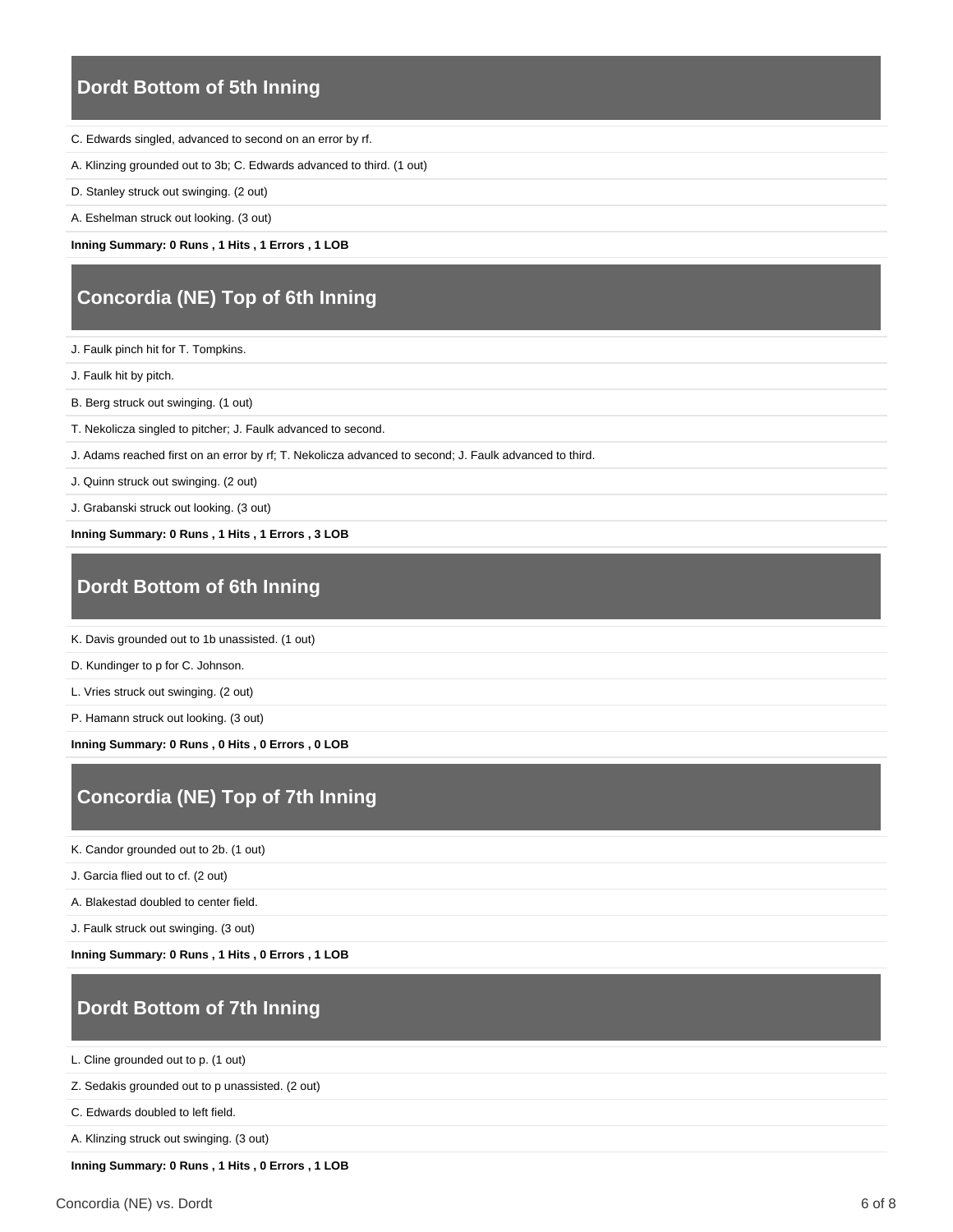## Dordt Bottom of 5th Inning

C. Edwards singled, advanced to second on an error by rf.

A. Klinzing grounded out to 3b; C. Edwards advanced to third. (1 out)

D. Stanley struck out swinging. (2 out)

A. Eshelman struck out looking. (3 out)

**Inning Summary: 0 Runs , 1 Hits , 1 Errors , 1 LOB**

## Concordia (NE) Top of 6th Inning

J. Faulk pinch hit for T. Tompkins.

J. Faulk hit by pitch.

B. Berg struck out swinging. (1 out)

T. Nekolicza singled to pitcher; J. Faulk advanced to second.

J. Adams reached first on an error by rf; T. Nekolicza advanced to second; J. Faulk advanced to third.

J. Quinn struck out swinging. (2 out)

J. Grabanski struck out looking. (3 out)

**Inning Summary: 0 Runs , 1 Hits , 1 Errors , 3 LOB**

## Dordt Bottom of 6th Inning

K. Davis grounded out to 1b unassisted. (1 out)

D. Kundinger to p for C. Johnson.

L. Vries struck out swinging. (2 out)

P. Hamann struck out looking. (3 out)

**Inning Summary: 0 Runs , 0 Hits , 0 Errors , 0 LOB**

## Concordia (NE) Top of 7th Inning

K. Candor grounded out to 2b. (1 out)

J. Garcia flied out to cf. (2 out)

A. Blakestad doubled to center field.

J. Faulk struck out swinging. (3 out)

**Inning Summary: 0 Runs , 1 Hits , 0 Errors , 1 LOB**

## Dordt Bottom of 7th Inning

L. Cline grounded out to p. (1 out)

Z. Sedakis grounded out to p unassisted. (2 out)

C. Edwards doubled to left field.

A. Klinzing struck out swinging. (3 out)

**Inning Summary: 0 Runs , 1 Hits , 0 Errors , 1 LOB**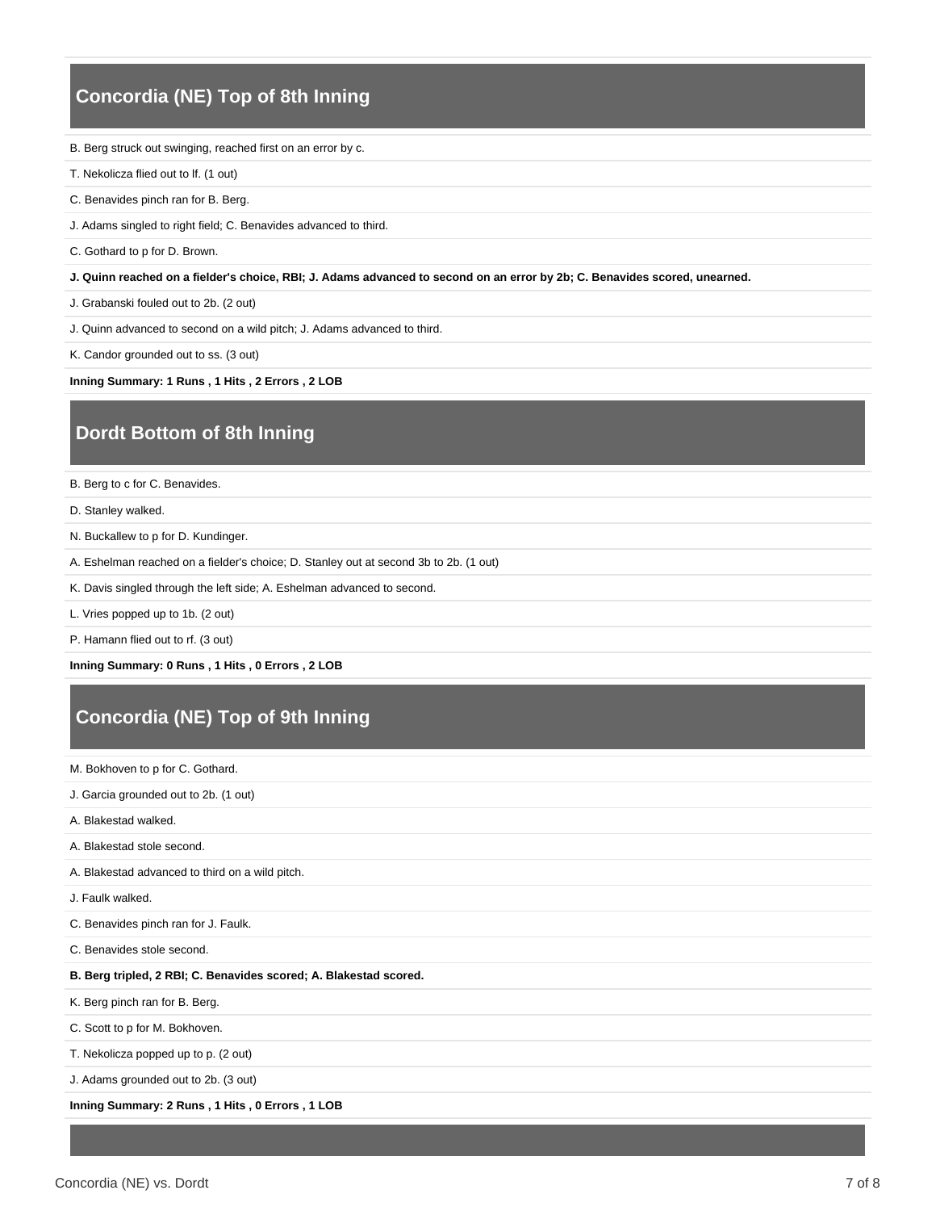## Concordia (NE) Top of 8th Inning

B. Berg struck out swinging, reached first on an error by c.

T. Nekolicza flied out to lf. (1 out)

C. Benavides pinch ran for B. Berg.

J. Adams singled to right field; C. Benavides advanced to third.

C. Gothard to p for D. Brown.

**J. Quinn reached on a fielder's choice, RBI; J. Adams advanced to second on an error by 2b; C. Benavides scored, unearned.**

J. Grabanski fouled out to 2b. (2 out)

J. Quinn advanced to second on a wild pitch; J. Adams advanced to third.

K. Candor grounded out to ss. (3 out)

**Inning Summary: 1 Runs , 1 Hits , 2 Errors , 2 LOB**

## Dordt Bottom of 8th Inning

B. Berg to c for C. Benavides.

D. Stanley walked.

N. Buckallew to p for D. Kundinger.

A. Eshelman reached on a fielder's choice; D. Stanley out at second 3b to 2b. (1 out)

K. Davis singled through the left side; A. Eshelman advanced to second.

L. Vries popped up to 1b. (2 out)

P. Hamann flied out to rf. (3 out)

**Inning Summary: 0 Runs , 1 Hits , 0 Errors , 2 LOB**

## Concordia (NE) Top of 9th Inning

M. Bokhoven to p for C. Gothard.

J. Garcia grounded out to 2b. (1 out)

A. Blakestad walked.

A. Blakestad stole second.

A. Blakestad advanced to third on a wild pitch.

J. Faulk walked.

C. Benavides pinch ran for J. Faulk.

C. Benavides stole second.

**B. Berg tripled, 2 RBI; C. Benavides scored; A. Blakestad scored.**

K. Berg pinch ran for B. Berg.

C. Scott to p for M. Bokhoven.

T. Nekolicza popped up to p. (2 out)

J. Adams grounded out to 2b. (3 out)

**Inning Summary: 2 Runs , 1 Hits , 0 Errors , 1 LOB**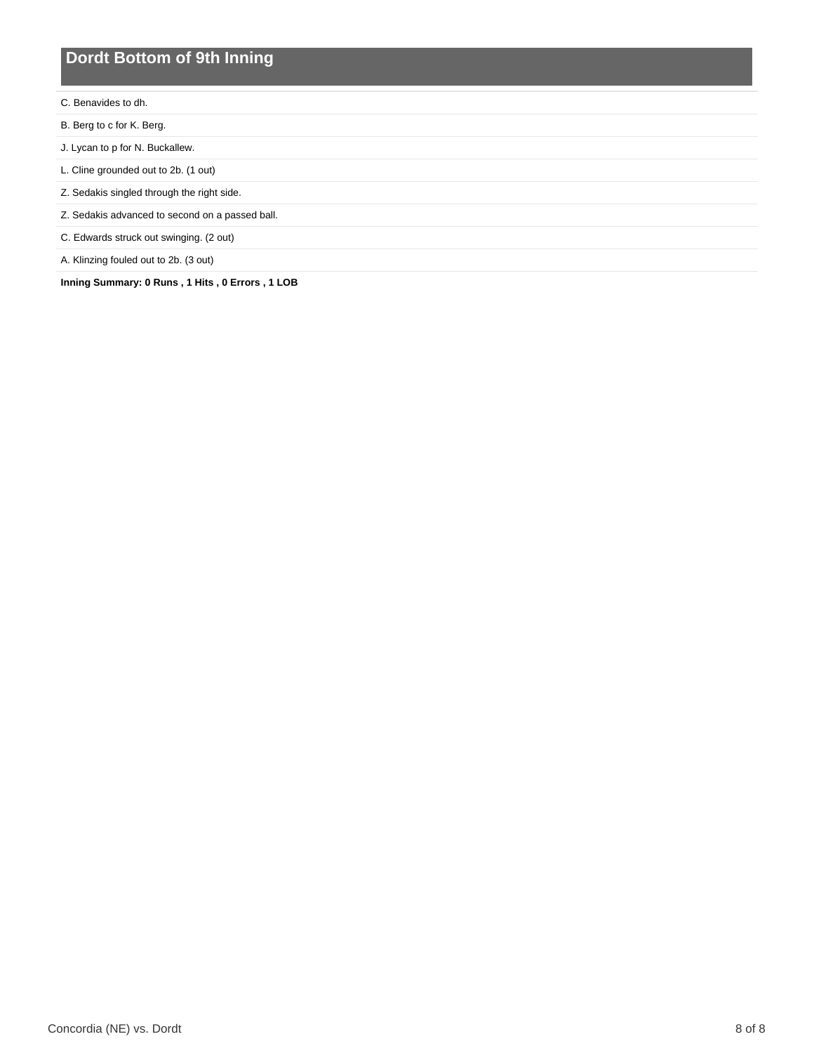## Dordt Bottom of 9th Inning

C. Benavides to dh.

B. Berg to c for K. Berg.

J. Lycan to p for N. Buckallew.

L. Cline grounded out to 2b. (1 out)

Z. Sedakis singled through the right side.

Z. Sedakis advanced to second on a passed ball.

C. Edwards struck out swinging. (2 out)

A. Klinzing fouled out to 2b. (3 out)

**Inning Summary: 0 Runs , 1 Hits , 0 Errors , 1 LOB**